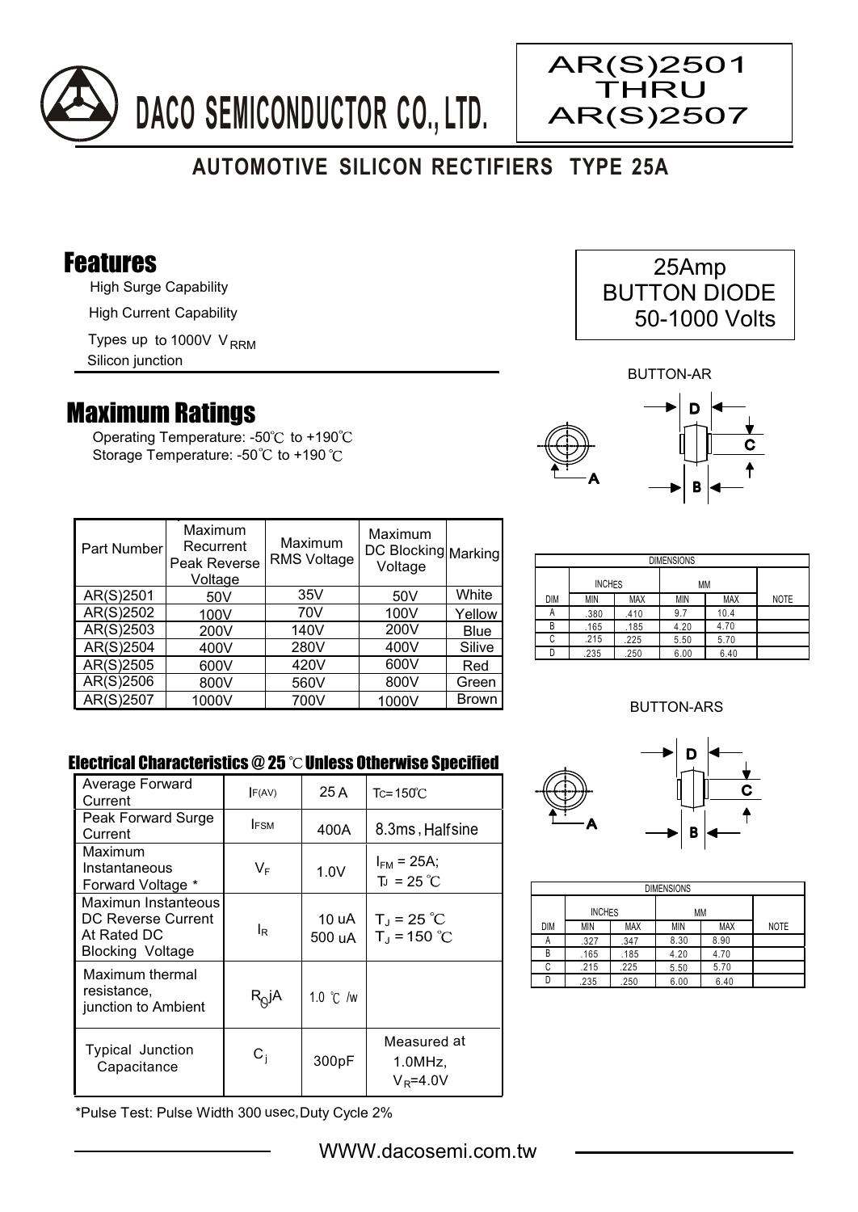# DACO SEMICONDUCTOR CO., LTD.

**AR(S)2501 THRU AR(S)2507**

## AUTOMOTIVE SILICON RECTIFIERS TYPE 25A

25Amp
BUTTON DIODE
50-1000 Volts

## Features

- High Surge Capability
- High Current Capability
- Types up to 1000V $V_{RRM}$
- Silicon junction

## Maximum Ratings

Operating Temperature: -50℃ to +190℃
Storage Temperature: -50℃ to +190℃

| Part Number | Maximum Recurrent Peak Reverse Voltage | Maximum RMS Voltage | Maximum DC Blocking Voltage | Marking |
|---|---|---|---|---|
| AR(S)2501 | 50V | 35V | 50V | White |
| AR(S)2502 | 100V | 70V | 100V | Yellow |
| AR(S)2503 | 200V | 140V | 200V | Blue |
| AR(S)2504 | 400V | 280V | 400V | Silive |
| AR(S)2505 | 600V | 420V | 600V | Red |
| AR(S)2506 | 800V | 560V | 800V | Green |
| AR(S)2507 | 1000V | 700V | 1000V | Brown |

### Electrical Characteristics @ 25 ℃ Unless Otherwise Specified

| | | | |
|---|---|---|---|
| Average Forward Current | $I_{F(AV)}$ | 25 A | $T_C$=150℃ |
| Peak Forward Surge Current | $I_{FSM}$ | 400A | 8.3ms, Halfsine |
| Maximum Instantaneous Forward Voltage * | $V_F$ | 1.0V | $I_{FM}$ = 25A; $T_J$ = 25 ℃ |
| Maximun Instanteous DC Reverse Current At Rated DC Blocking Voltage | $I_R$ | 10 uA<br>500 uA | $T_J$ = 25 ℃<br>$T_J$ = 150 ℃ |
| Maximum thermal resistance, junction to Ambient | $R_{\theta}jA$ | 1.0 ℃ /w | |
| Typical Junction Capacitance | $C_j$ | 300pF | Measured at 1.0MHz, $V_R$=4.0V |

*Pulse Test: Pulse Width 300 usec, Duty Cycle 2%

### BUTTON-AR

| DIMENSIONS | | | | | |
|---|---|---|---|---|---|
| | INCHES | | MM | | |
| DIM | MIN | MAX | MIN | MAX | NOTE |
| A | .380 | .410 | 9.7 | 10.4 | |
| B | .165 | .185 | 4.20 | 4.70 | |
| C | .215 | .225 | 5.50 | 5.70 | |
| D | .235 | .250 | 6.00 | 6.40 | |

### BUTTON-ARS

| DIMENSIONS | | | | | |
|---|---|---|---|---|---|
| | INCHES | | MM | | |
| DIM | MIN | MAX | MIN | MAX | NOTE |
| A | .327 | .347 | 8.30 | 8.90 | |
| B | .165 | .185 | 4.20 | 4.70 | |
| C | .215 | .225 | 5.50 | 5.70 | |
| D | .235 | .250 | 6.00 | 6.40 | |

WWW.dacosemi.com.tw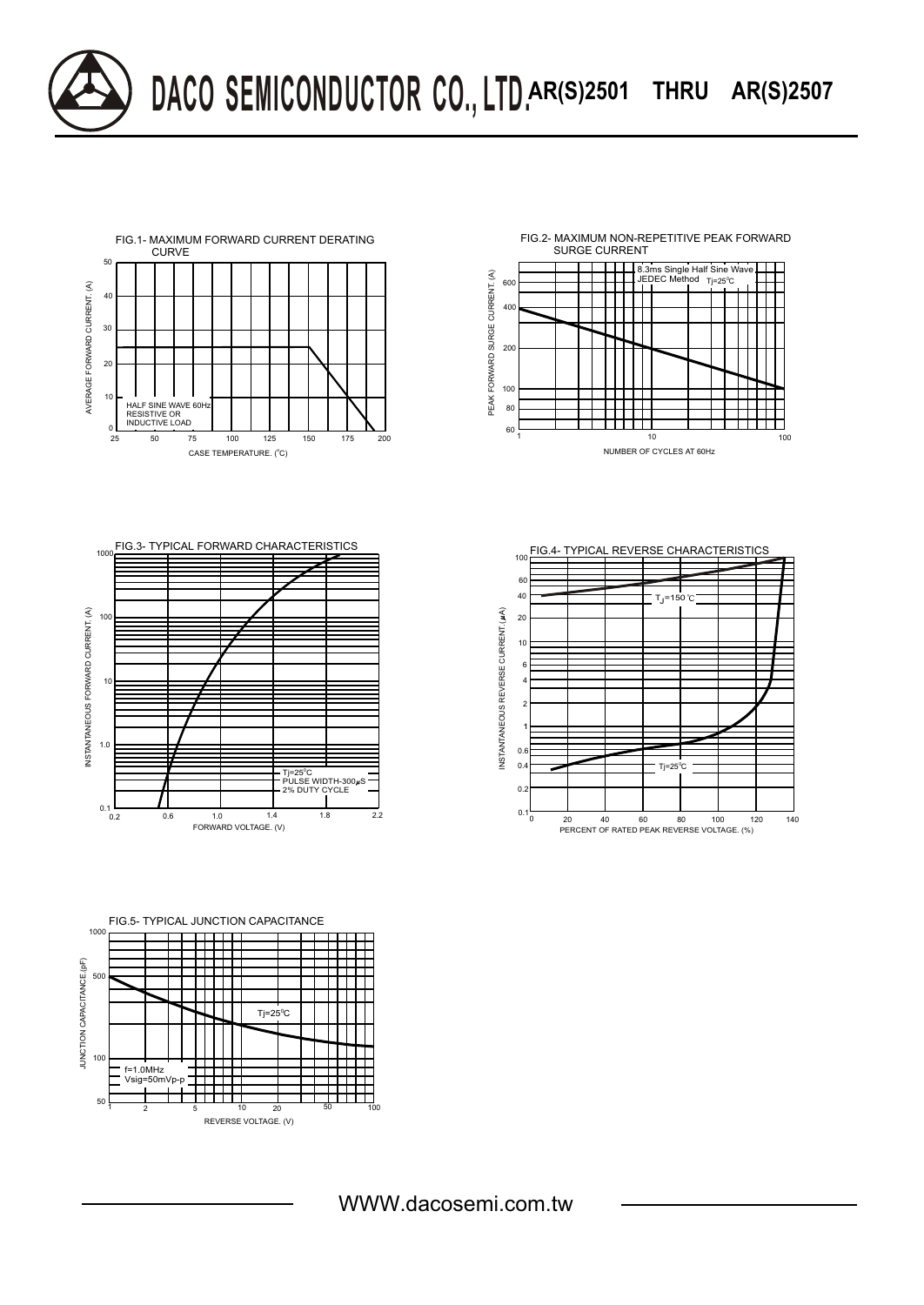# DACO SEMICONDUCTOR CO., LTD. AR(S)2501 THRU AR(S)2507

FIG.1- MAXIMUM FORWARD CURRENT DERATING CURVE

AVERAGE FORWARD CURRENT. (A)

50
40
30
20
10
0

25 50 75 100 125 150 175 200

CASE TEMPERATURE. (°C)

HALF SINE WAVE 60Hz
RESISTIVE OR
INDUCTIVE LOAD

FIG.2- MAXIMUM NON-REPETITIVE PEAK FORWARD SURGE CURRENT

PEAK FORWARD SURGE CURRENT. (A)

600
400
200
100
80
60

1 10 100

NUMBER OF CYCLES AT 60Hz

8.3ms Single Half Sine Wave
JEDEC Method Tj=25°C

FIG.3- TYPICAL FORWARD CHARACTERISTICS

INSTANTANEOUS FORWARD CURRENT. (A)

1000
100
10
1.0
0.1

0.2 0.6 1.0 1.4 1.8 2.2

FORWARD VOLTAGE. (V)

Tj=25°C
PULSE WIDTH-300μS
2% DUTY CYCLE

FIG.4- TYPICAL REVERSE CHARACTERISTICS

INSTANTANEOUS REVERSE CURRENT. (μA)

100
60
40
20
10
6
4
2
1
0.6
0.4
0.2
0.1

0 20 40 60 80 100 120 140

PERCENT OF RATED PEAK REVERSE VOLTAGE. (%)

$T_J$=150 °C

Tj=25°C

FIG.5- TYPICAL JUNCTION CAPACITANCE

JUNCTION CAPACITANCE.(pF)

1000
500
100
50

1 2 5 10 20 50 100

REVERSE VOLTAGE. (V)

Tj=25°C

f=1.0MHz
Vsig=50mVp-p

WWW.dacosemi.com.tw